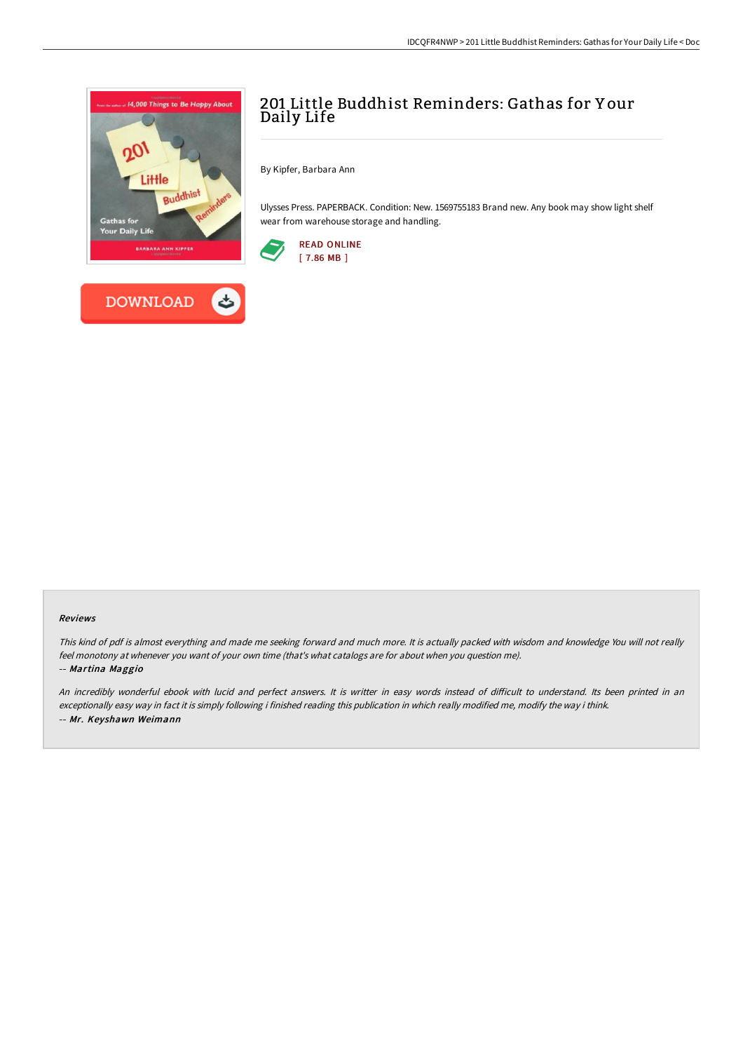# 201 Little Buddhist Reminders: Gathas for Your Daily Life

By Kipfer, Barbara Ann

Ulysses Press. PAPERBACK. Condition: New. 1569755183 Brand new. Any book may show light shelf wear from warehouse storage and handling.

READ ONLINE
[ 7.86 MB ]

DOWNLOAD

#### Reviews

*This kind of pdf is almost everything and made me seeking forward and much more. It is actually packed with wisdom and knowledge You will not really feel monotony at whenever you want of your own time (that's what catalogs are for about when you question me).*

*-- Martina Maggio*

*An incredibly wonderful ebook with lucid and perfect answers. It is writter in easy words instead of difficult to understand. Its been printed in an exceptionally easy way in fact it is simply following i finished reading this publication in which really modified me, modify the way i think.*

*-- Mr. Keyshawn Weimann*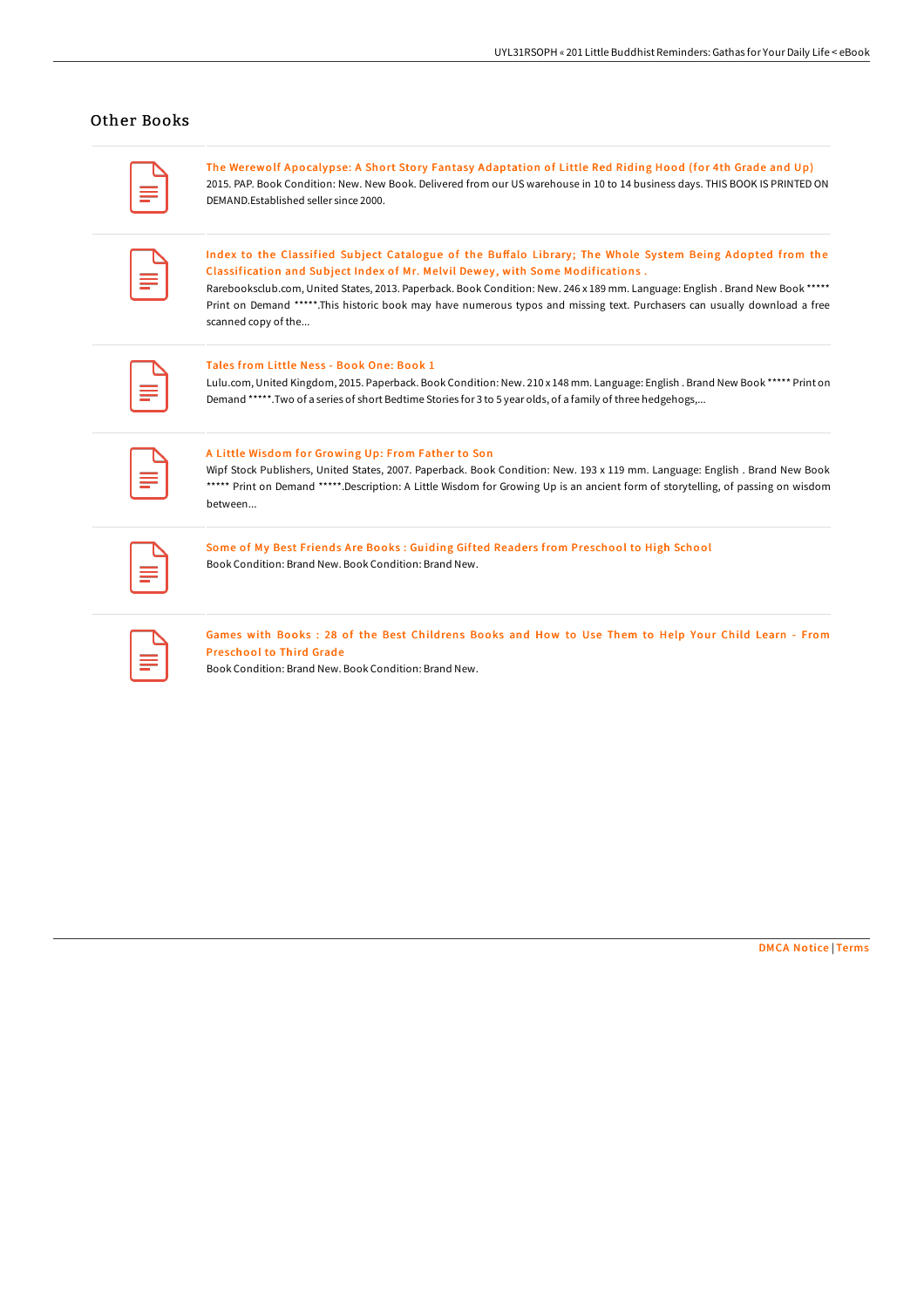## Other Books

**The Werewolf Apocalypse: A Short Story Fantasy Adaptation of Little Red Riding Hood (for 4th Grade and Up)**
2015. PAP. Book Condition: New. New Book. Delivered from our US warehouse in 10 to 14 business days. THIS BOOK IS PRINTED ON DEMAND.Established seller since 2000.

**Index to the Classified Subject Catalogue of the Buffalo Library; The Whole System Being Adopted from the Classification and Subject Index of Mr. Melvil Dewey, with Some Modifications .**
Rarebooksclub.com, United States, 2013. Paperback. Book Condition: New. 246 x 189 mm. Language: English . Brand New Book ***** Print on Demand *****.This historic book may have numerous typos and missing text. Purchasers can usually download a free scanned copy of the...

**Tales from Little Ness - Book One: Book 1**
Lulu.com, United Kingdom, 2015. Paperback. Book Condition: New. 210 x 148 mm. Language: English . Brand New Book ***** Print on Demand *****.Two of a series of short Bedtime Stories for 3 to 5 year olds, of a family of three hedgehogs,...

**A Little Wisdom for Growing Up: From Father to Son**
Wipf Stock Publishers, United States, 2007. Paperback. Book Condition: New. 193 x 119 mm. Language: English . Brand New Book ***** Print on Demand *****.Description: A Little Wisdom for Growing Up is an ancient form of storytelling, of passing on wisdom between...

**Some of My Best Friends Are Books : Guiding Gifted Readers from Preschool to High School**
Book Condition: Brand New. Book Condition: Brand New.

**Games with Books : 28 of the Best Childrens Books and How to Use Them to Help Your Child Learn - From Preschool to Third Grade**
Book Condition: Brand New. Book Condition: Brand New.